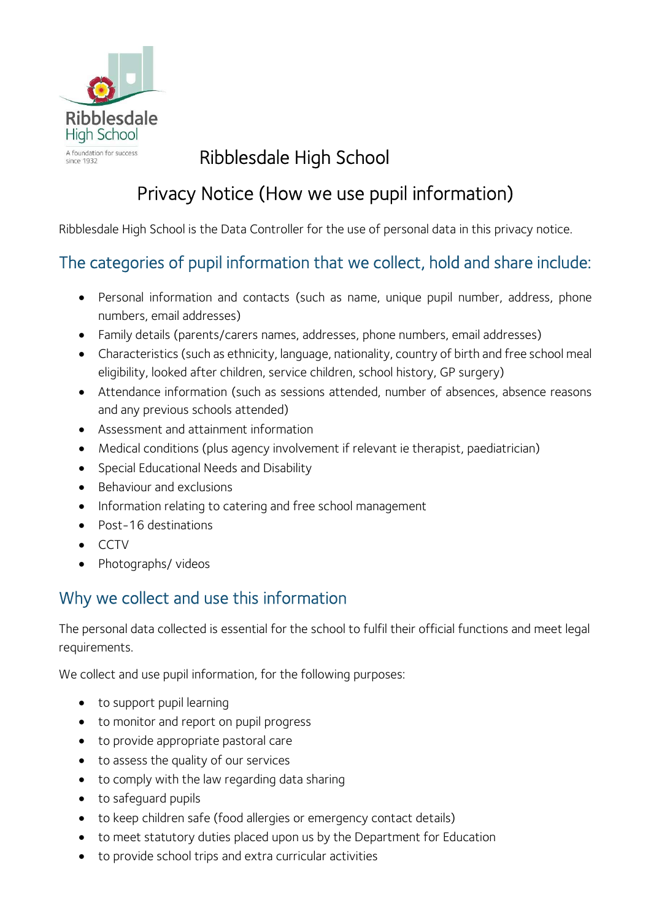# Ribblesdale High School

## Privacy Notice (How we use pupil information)

Ribblesdale High School is the Data Controller for the use of personal data in this privacy notice.

## The categories of pupil information that we collect, hold and share include:

- Personal information and contacts (such as name, unique pupil number, address, phone numbers, email addresses)
- Family details (parents/carers names, addresses, phone numbers, email addresses)
- Characteristics (such as ethnicity, language, nationality, country of birth and free school meal eligibility, looked after children, service children, school history, GP surgery)
- Attendance information (such as sessions attended, number of absences, absence reasons and any previous schools attended)
- Assessment and attainment information
- Medical conditions (plus agency involvement if relevant ie therapist, paediatrician)
- Special Educational Needs and Disability
- Behaviour and exclusions
- Information relating to catering and free school management
- Post-16 destinations
- CCTV
- Photographs/ videos

## Why we collect and use this information

The personal data collected is essential for the school to fulfil their official functions and meet legal requirements.

We collect and use pupil information, for the following purposes:

- to support pupil learning
- to monitor and report on pupil progress
- to provide appropriate pastoral care
- to assess the quality of our services
- to comply with the law regarding data sharing
- to safeguard pupils
- to keep children safe (food allergies or emergency contact details)
- to meet statutory duties placed upon us by the Department for Education
- to provide school trips and extra curricular activities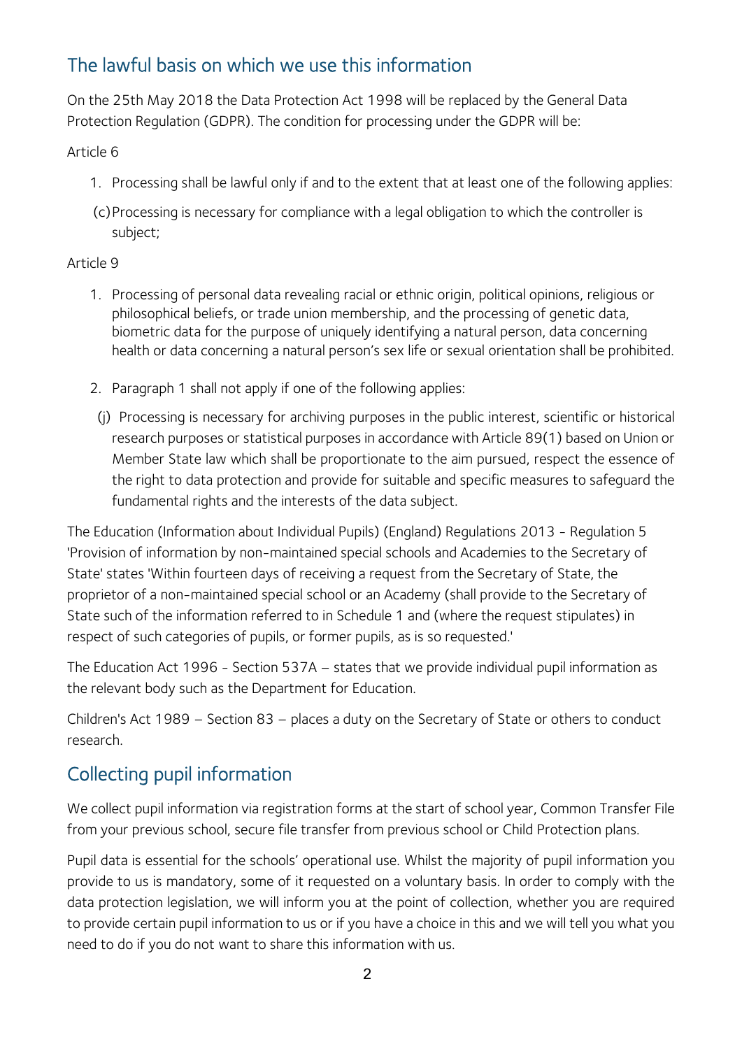## The lawful basis on which we use this information

On the 25th May 2018 the Data Protection Act 1998 will be replaced by the General Data Protection Regulation (GDPR). The condition for processing under the GDPR will be:

Article 6

1. Processing shall be lawful only if and to the extent that at least one of the following applies:

   (c) Processing is necessary for compliance with a legal obligation to which the controller is subject;

Article 9

1. Processing of personal data revealing racial or ethnic origin, political opinions, religious or philosophical beliefs, or trade union membership, and the processing of genetic data, biometric data for the purpose of uniquely identifying a natural person, data concerning health or data concerning a natural person's sex life or sexual orientation shall be prohibited.

2. Paragraph 1 shall not apply if one of the following applies:

   (j) Processing is necessary for archiving purposes in the public interest, scientific or historical research purposes or statistical purposes in accordance with Article 89(1) based on Union or Member State law which shall be proportionate to the aim pursued, respect the essence of the right to data protection and provide for suitable and specific measures to safeguard the fundamental rights and the interests of the data subject.

The Education (Information about Individual Pupils) (England) Regulations 2013 - Regulation 5 'Provision of information by non-maintained special schools and Academies to the Secretary of State' states 'Within fourteen days of receiving a request from the Secretary of State, the proprietor of a non-maintained special school or an Academy (shall provide to the Secretary of State such of the information referred to in Schedule 1 and (where the request stipulates) in respect of such categories of pupils, or former pupils, as is so requested.'

The Education Act 1996 - Section 537A – states that we provide individual pupil information as the relevant body such as the Department for Education.

Children's Act 1989 – Section 83 – places a duty on the Secretary of State or others to conduct research.

## Collecting pupil information

We collect pupil information via registration forms at the start of school year, Common Transfer File from your previous school, secure file transfer from previous school or Child Protection plans.

Pupil data is essential for the schools' operational use. Whilst the majority of pupil information you provide to us is mandatory, some of it requested on a voluntary basis. In order to comply with the data protection legislation, we will inform you at the point of collection, whether you are required to provide certain pupil information to us or if you have a choice in this and we will tell you what you need to do if you do not want to share this information with us.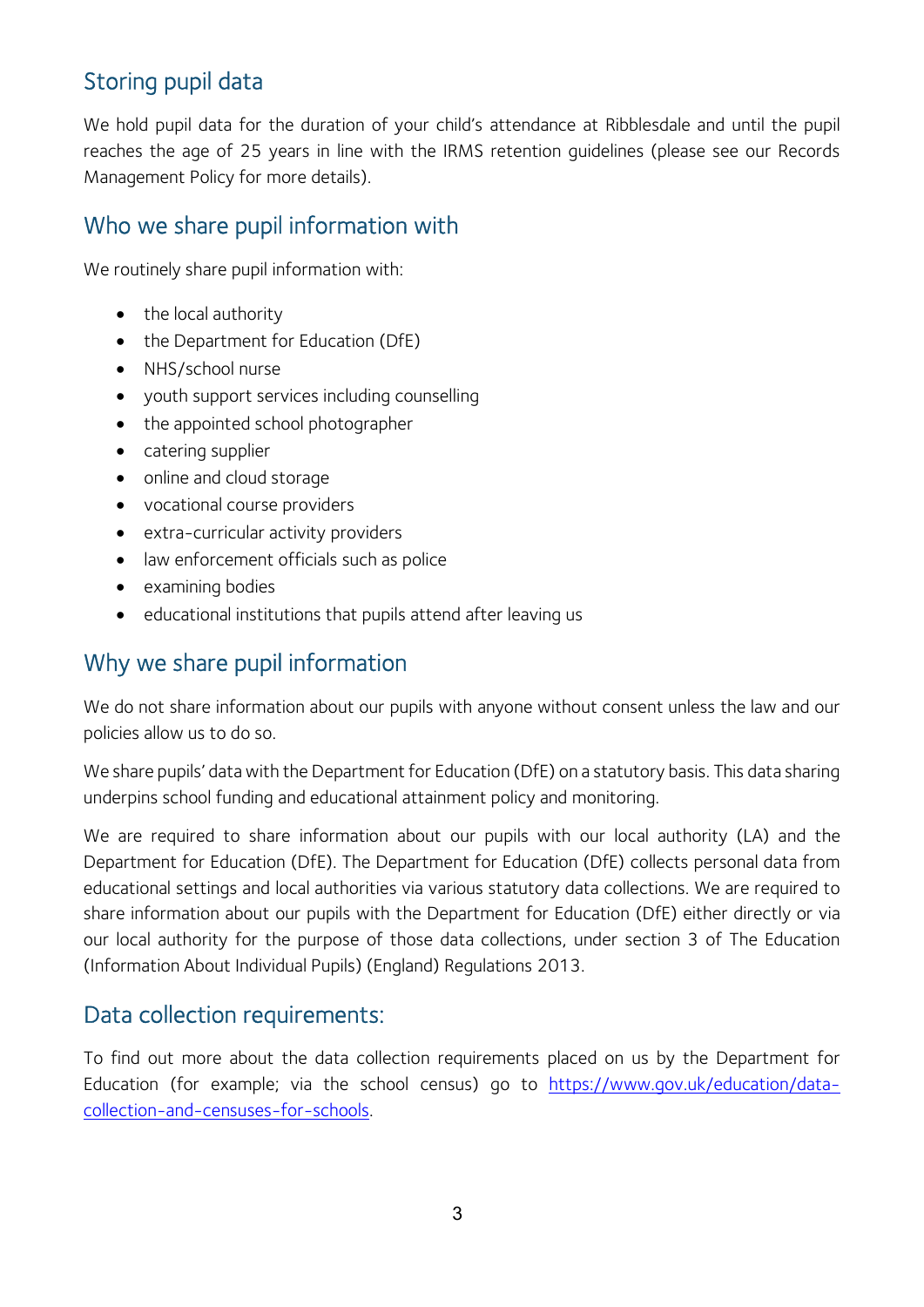## Storing pupil data

We hold pupil data for the duration of your child's attendance at Ribblesdale and until the pupil reaches the age of 25 years in line with the IRMS retention guidelines (please see our Records Management Policy for more details).

## Who we share pupil information with

We routinely share pupil information with:

- the local authority
- the Department for Education (DfE)
- NHS/school nurse
- youth support services including counselling
- the appointed school photographer
- catering supplier
- online and cloud storage
- vocational course providers
- extra-curricular activity providers
- law enforcement officials such as police
- examining bodies
- educational institutions that pupils attend after leaving us

## Why we share pupil information

We do not share information about our pupils with anyone without consent unless the law and our policies allow us to do so.

We share pupils' data with the Department for Education (DfE) on a statutory basis. This data sharing underpins school funding and educational attainment policy and monitoring.

We are required to share information about our pupils with our local authority (LA) and the Department for Education (DfE). The Department for Education (DfE) collects personal data from educational settings and local authorities via various statutory data collections. We are required to share information about our pupils with the Department for Education (DfE) either directly or via our local authority for the purpose of those data collections, under section 3 of The Education (Information About Individual Pupils) (England) Regulations 2013.

## Data collection requirements:

To find out more about the data collection requirements placed on us by the Department for Education (for example; via the school census) go to [https://www.gov.uk/education/data-collection-and-censuses-for-schools](https://www.gov.uk/education/data-collection-and-censuses-for-schools).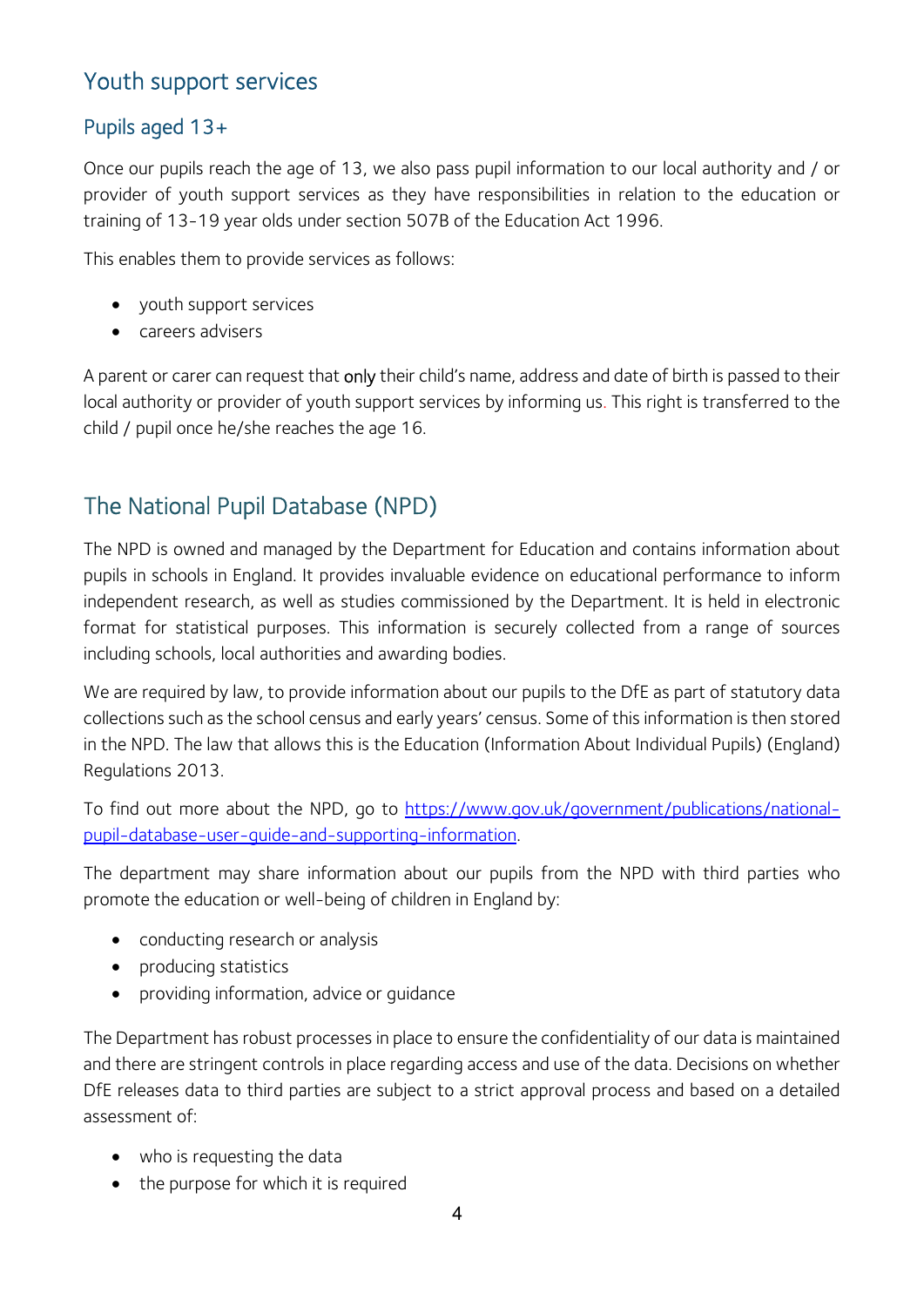## Youth support services

### Pupils aged 13+

Once our pupils reach the age of 13, we also pass pupil information to our local authority and / or provider of youth support services as they have responsibilities in relation to the education or training of 13-19 year olds under section 507B of the Education Act 1996.

This enables them to provide services as follows:

- youth support services
- careers advisers

A parent or carer can request that **only** their child's name, address and date of birth is passed to their local authority or provider of youth support services by informing us. This right is transferred to the child / pupil once he/she reaches the age 16.

## The National Pupil Database (NPD)

The NPD is owned and managed by the Department for Education and contains information about pupils in schools in England. It provides invaluable evidence on educational performance to inform independent research, as well as studies commissioned by the Department. It is held in electronic format for statistical purposes. This information is securely collected from a range of sources including schools, local authorities and awarding bodies.

We are required by law, to provide information about our pupils to the DfE as part of statutory data collections such as the school census and early years' census. Some of this information is then stored in the NPD. The law that allows this is the Education (Information About Individual Pupils) (England) Regulations 2013.

To find out more about the NPD, go to [https://www.gov.uk/government/publications/national-pupil-database-user-guide-and-supporting-information](https://www.gov.uk/government/publications/national-pupil-database-user-guide-and-supporting-information).

The department may share information about our pupils from the NPD with third parties who promote the education or well-being of children in England by:

- conducting research or analysis
- producing statistics
- providing information, advice or guidance

The Department has robust processes in place to ensure the confidentiality of our data is maintained and there are stringent controls in place regarding access and use of the data. Decisions on whether DfE releases data to third parties are subject to a strict approval process and based on a detailed assessment of:

- who is requesting the data
- the purpose for which it is required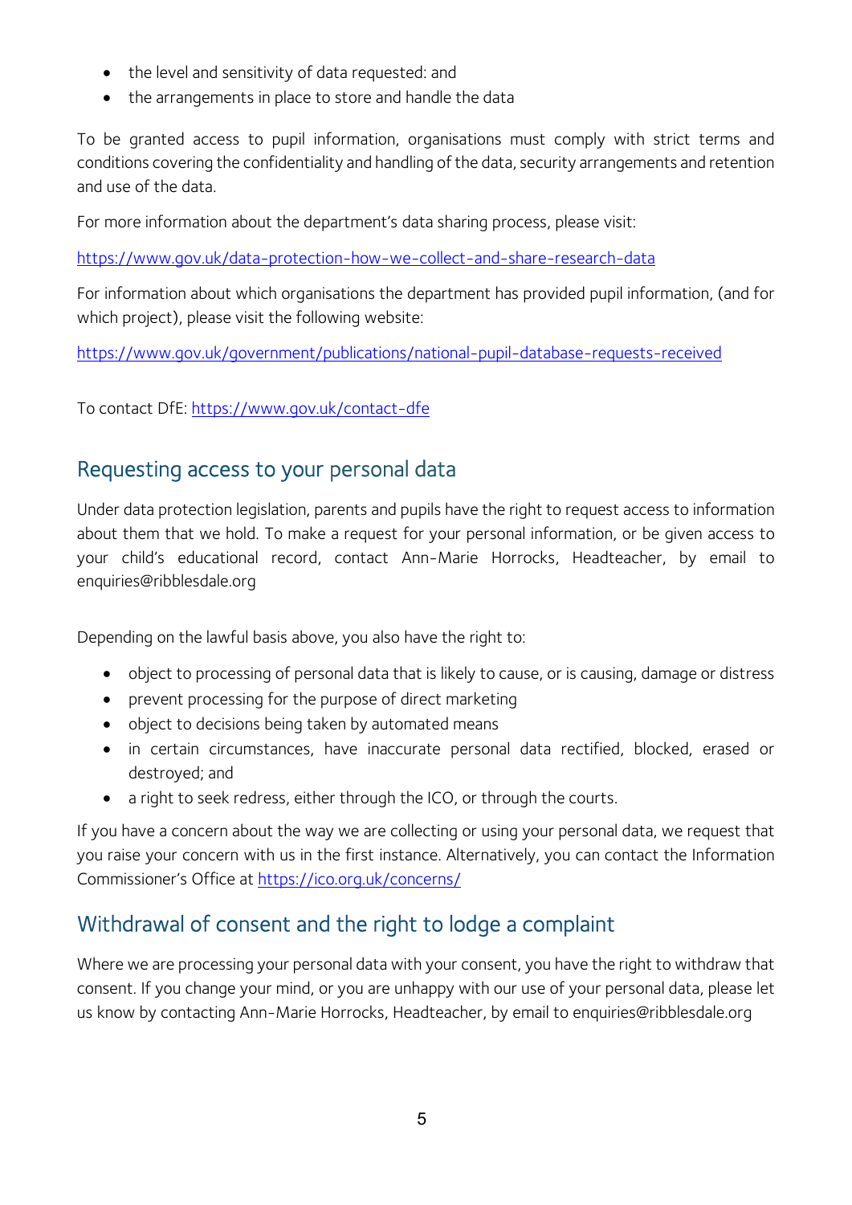- the level and sensitivity of data requested: and
- the arrangements in place to store and handle the data

To be granted access to pupil information, organisations must comply with strict terms and conditions covering the confidentiality and handling of the data, security arrangements and retention and use of the data.

For more information about the department's data sharing process, please visit:

https://www.gov.uk/data-protection-how-we-collect-and-share-research-data

For information about which organisations the department has provided pupil information, (and for which project), please visit the following website:

https://www.gov.uk/government/publications/national-pupil-database-requests-received

To contact DfE: https://www.gov.uk/contact-dfe

## Requesting access to your personal data

Under data protection legislation, parents and pupils have the right to request access to information about them that we hold. To make a request for your personal information, or be given access to your child's educational record, contact Ann-Marie Horrocks, Headteacher, by email to enquiries@ribblesdale.org

Depending on the lawful basis above, you also have the right to:

- object to processing of personal data that is likely to cause, or is causing, damage or distress
- prevent processing for the purpose of direct marketing
- object to decisions being taken by automated means
- in certain circumstances, have inaccurate personal data rectified, blocked, erased or destroyed; and
- a right to seek redress, either through the ICO, or through the courts.

If you have a concern about the way we are collecting or using your personal data, we request that you raise your concern with us in the first instance. Alternatively, you can contact the Information Commissioner's Office at https://ico.org.uk/concerns/

## Withdrawal of consent and the right to lodge a complaint

Where we are processing your personal data with your consent, you have the right to withdraw that consent. If you change your mind, or you are unhappy with our use of your personal data, please let us know by contacting Ann-Marie Horrocks, Headteacher, by email to enquiries@ribblesdale.org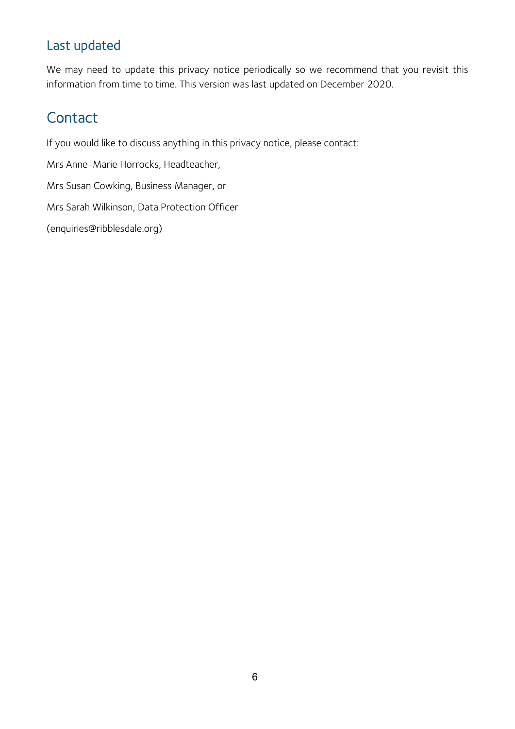## Last updated

We may need to update this privacy notice periodically so we recommend that you revisit this information from time to time. This version was last updated on December 2020.

## Contact

If you would like to discuss anything in this privacy notice, please contact:

Mrs Anne-Marie Horrocks, Headteacher,

Mrs Susan Cowking, Business Manager, or

Mrs Sarah Wilkinson, Data Protection Officer

(enquiries@ribblesdale.org)